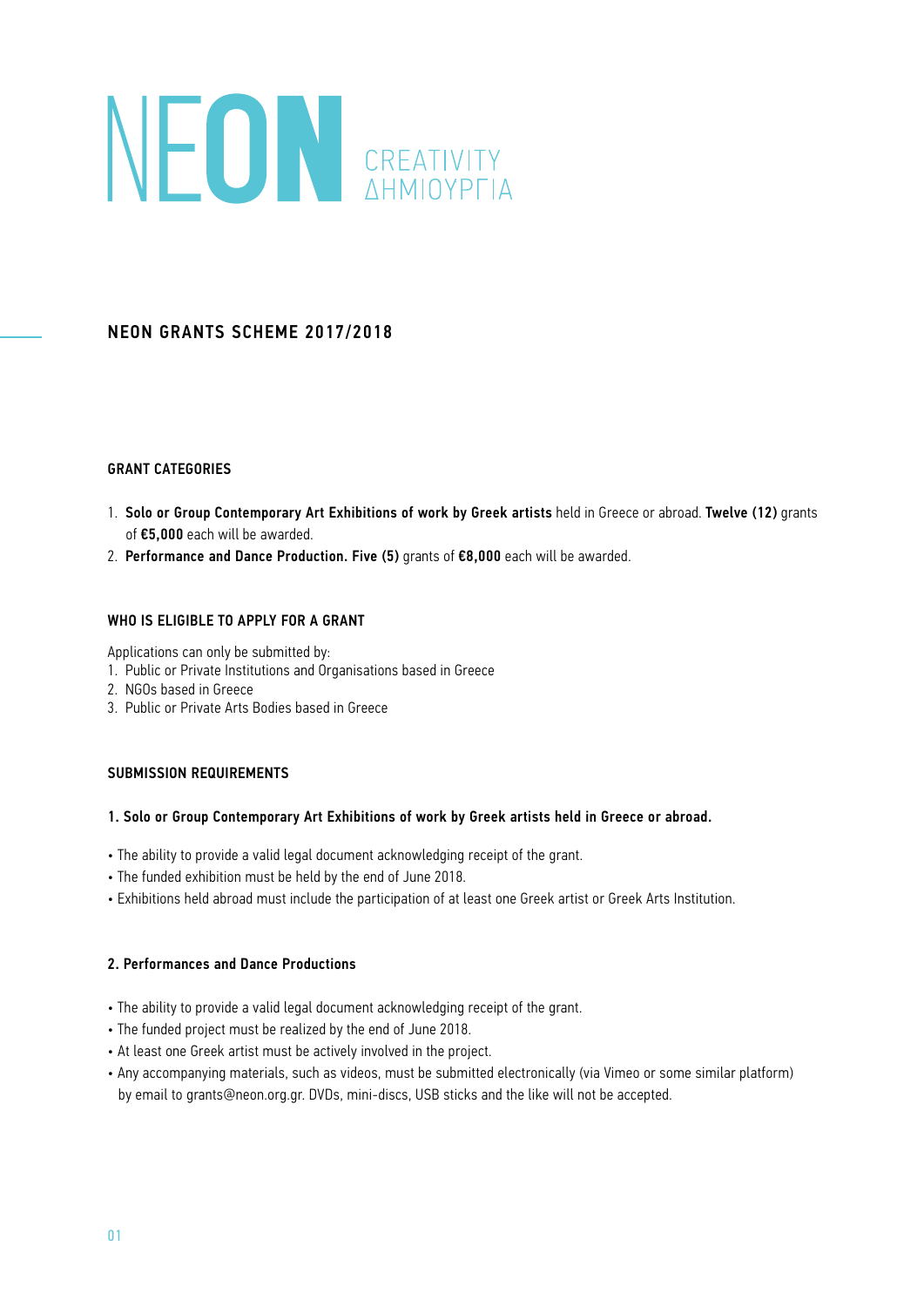# NEON CREATIVITY ΔΗΜΙΟΥΡΓΙΑ

## NEON GRANTS SCHEME 2017/2018

### GRANT CATEGORIES

1. **Solo or Group Contemporary Art Exhibitions of work by Greek artists** held in Greece or abroad. **Twelve (12)** grants of **€5,000** each will be awarded.
2. **Performance and Dance Production. Five (5)** grants of **€8,000** each will be awarded.

### WHO IS ELIGIBLE TO APPLY FOR A GRANT

Applications can only be submitted by:

1. Public or Private Institutions and Organisations based in Greece
2. NGOs based in Greece
3. Public or Private Arts Bodies based in Greece

### SUBMISSION REQUIREMENTS

#### 1. Solo or Group Contemporary Art Exhibitions of work by Greek artists held in Greece or abroad.

- The ability to provide a valid legal document acknowledging receipt of the grant.
- The funded exhibition must be held by the end of June 2018.
- Exhibitions held abroad must include the participation of at least one Greek artist or Greek Arts Institution.

#### 2. Performances and Dance Productions

- The ability to provide a valid legal document acknowledging receipt of the grant.
- The funded project must be realized by the end of June 2018.
- At least one Greek artist must be actively involved in the project.
- Any accompanying materials, such as videos, must be submitted electronically (via Vimeo or some similar platform) by email to grants@neon.org.gr. DVDs, mini-discs, USB sticks and the like will not be accepted.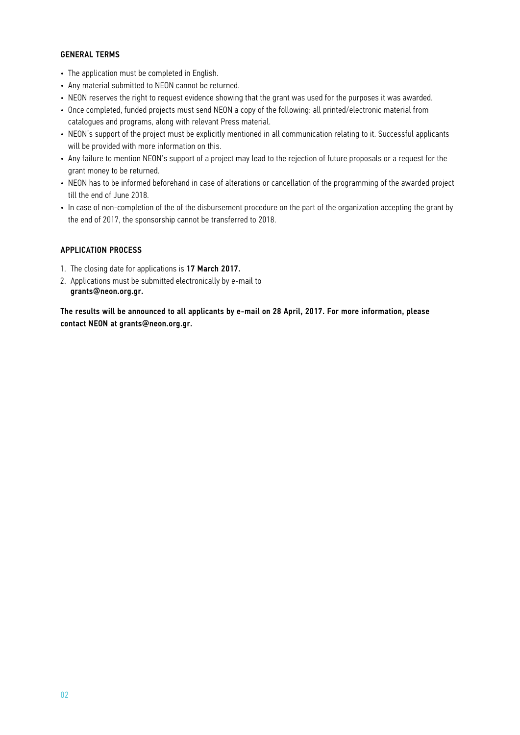## GENERAL TERMS

- The application must be completed in English.
- Any material submitted to NEON cannot be returned.
- NEON reserves the right to request evidence showing that the grant was used for the purposes it was awarded.
- Once completed, funded projects must send NEON a copy of the following: all printed/electronic material from catalogues and programs, along with relevant Press material.
- NEON's support of the project must be explicitly mentioned in all communication relating to it. Successful applicants will be provided with more information on this.
- Any failure to mention NEON's support of a project may lead to the rejection of future proposals or a request for the grant money to be returned.
- NEON has to be informed beforehand in case of alterations or cancellation of the programming of the awarded project till the end of June 2018.
- In case of non-completion of the of the disbursement procedure on the part of the organization accepting the grant by the end of 2017, the sponsorship cannot be transferred to 2018.

## APPLICATION PROCESS

1. The closing date for applications is **17 March 2017.**
2. Applications must be submitted electronically by e-mail to **grants@neon.org.gr.**

**The results will be announced to all applicants by e-mail on 28 April, 2017. For more information, please contact NEON at grants@neon.org.gr.**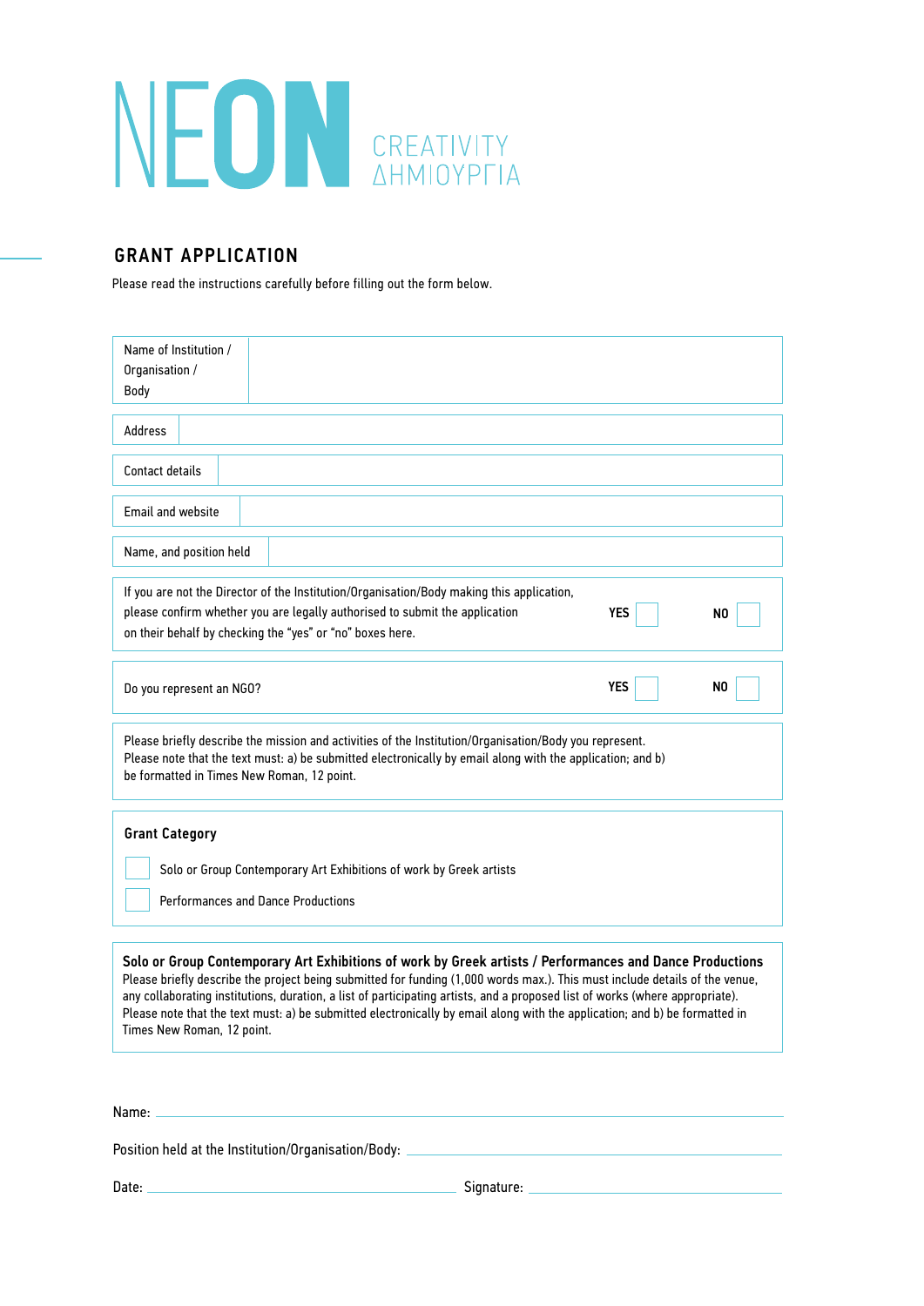NEON CREATIVITY ΔΗΜΙΟΥΡΓΙΑ

## GRANT APPLICATION

Please read the instructions carefully before filling out the form below.

| | |
|---|---|
| Name of Institution / Organisation / Body | |

| | |
|---|---|
| Address | |

| | |
|---|---|
| Contact details | |

| | |
|---|---|
| Email and website | |

| | |
|---|---|
| Name, and position held | |

| | | |
|---|---|---|
| If you are not the Director of the Institution/Organisation/Body making this application, please confirm whether you are legally authorised to submit the application on their behalf by checking the "yes" or "no" boxes here. | **YES** ☐ | **NO** ☐ |

| | | |
|---|---|---|
| Do you represent an NGO? | **YES** ☐ | **NO** ☐ |

Please briefly describe the mission and activities of the Institution/Organisation/Body you represent. Please note that the text must: a) be submitted electronically by email along with the application; and b) be formatted in Times New Roman, 12 point.

**Grant Category**

☐ Solo or Group Contemporary Art Exhibitions of work by Greek artists

☐ Performances and Dance Productions

**Solo or Group Contemporary Art Exhibitions of work by Greek artists / Performances and Dance Productions**
Please briefly describe the project being submitted for funding (1,000 words max.). This must include details of the venue, any collaborating institutions, duration, a list of participating artists, and a proposed list of works (where appropriate). Please note that the text must: a) be submitted electronically by email along with the application; and b) be formatted in Times New Roman, 12 point.

Name: ______________________________

Position held at the Institution/Organisation/Body: ______________________________

Date: ____________________ Signature: ____________________